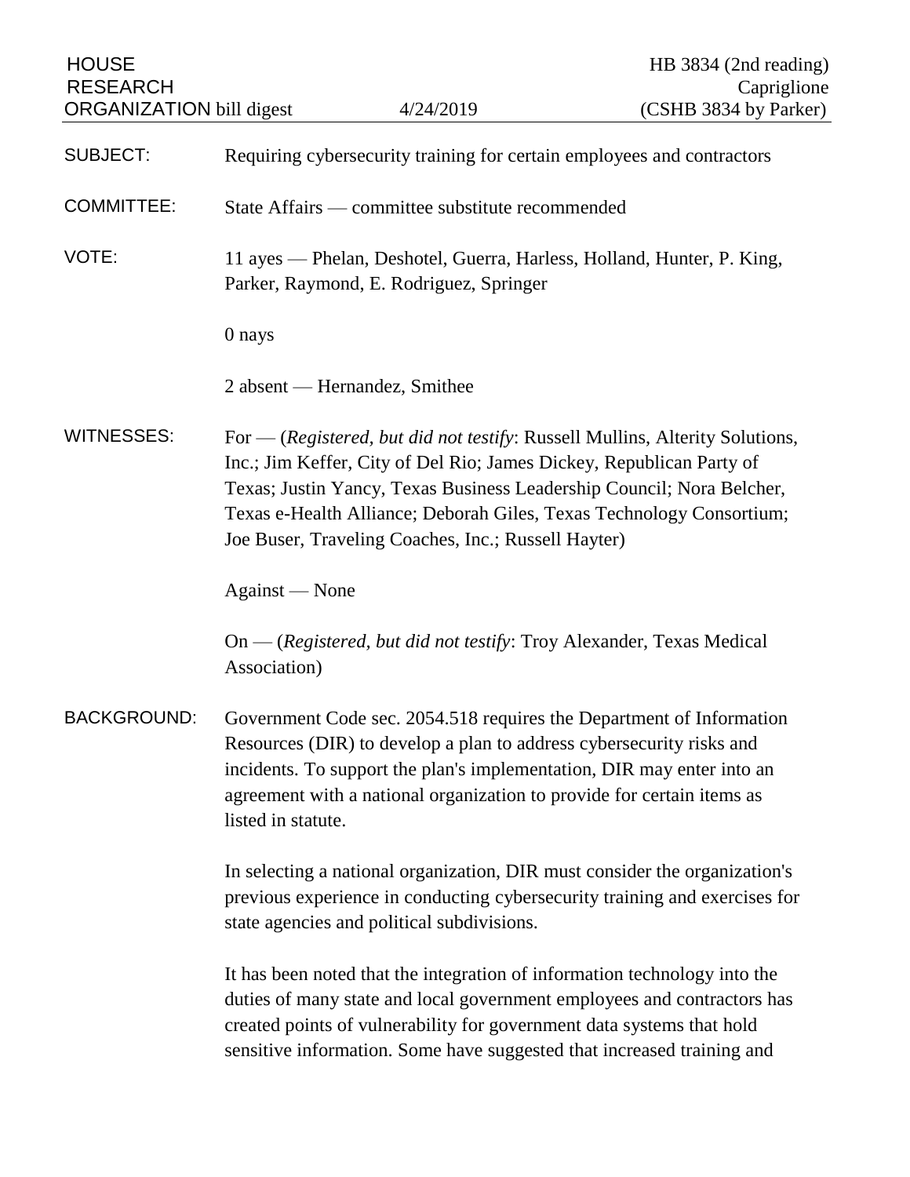HOUSE RESEARCH ORGANIZATION bill digest — 4/24/2019

HB 3834 (2nd reading)
Capriglione
(CSHB 3834 by Parker)

SUBJECT: Requiring cybersecurity training for certain employees and contractors

COMMITTEE: State Affairs — committee substitute recommended

VOTE: 11 ayes — Phelan, Deshotel, Guerra, Harless, Holland, Hunter, P. King, Parker, Raymond, E. Rodriguez, Springer

0 nays

2 absent — Hernandez, Smithee

WITNESSES: For — (*Registered, but did not testify*: Russell Mullins, Alterity Solutions, Inc.; Jim Keffer, City of Del Rio; James Dickey, Republican Party of Texas; Justin Yancy, Texas Business Leadership Council; Nora Belcher, Texas e-Health Alliance; Deborah Giles, Texas Technology Consortium; Joe Buser, Traveling Coaches, Inc.; Russell Hayter)

Against — None

On — (*Registered, but did not testify*: Troy Alexander, Texas Medical Association)

BACKGROUND: Government Code sec. 2054.518 requires the Department of Information Resources (DIR) to develop a plan to address cybersecurity risks and incidents. To support the plan's implementation, DIR may enter into an agreement with a national organization to provide for certain items as listed in statute.

In selecting a national organization, DIR must consider the organization's previous experience in conducting cybersecurity training and exercises for state agencies and political subdivisions.

It has been noted that the integration of information technology into the duties of many state and local government employees and contractors has created points of vulnerability for government data systems that hold sensitive information. Some have suggested that increased training and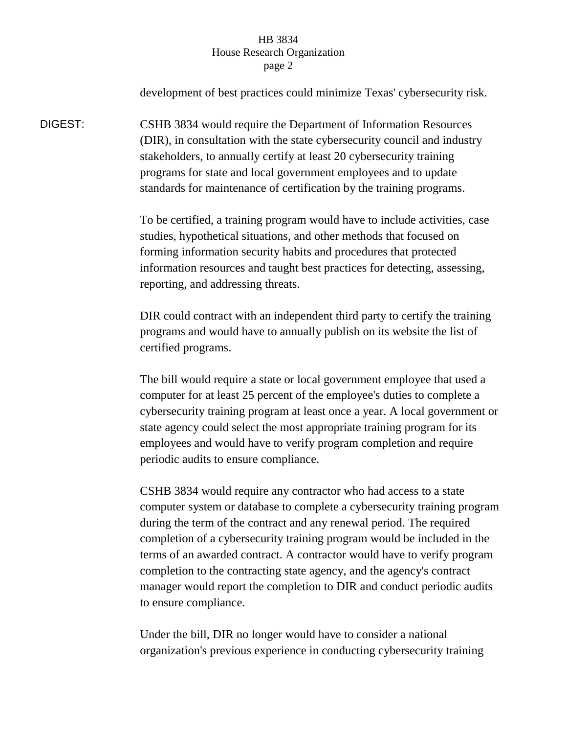development of best practices could minimize Texas' cybersecurity risk.

DIGEST: CSHB 3834 would require the Department of Information Resources (DIR), in consultation with the state cybersecurity council and industry stakeholders, to annually certify at least 20 cybersecurity training programs for state and local government employees and to update standards for maintenance of certification by the training programs.

To be certified, a training program would have to include activities, case studies, hypothetical situations, and other methods that focused on forming information security habits and procedures that protected information resources and taught best practices for detecting, assessing, reporting, and addressing threats.

DIR could contract with an independent third party to certify the training programs and would have to annually publish on its website the list of certified programs.

The bill would require a state or local government employee that used a computer for at least 25 percent of the employee's duties to complete a cybersecurity training program at least once a year. A local government or state agency could select the most appropriate training program for its employees and would have to verify program completion and require periodic audits to ensure compliance.

CSHB 3834 would require any contractor who had access to a state computer system or database to complete a cybersecurity training program during the term of the contract and any renewal period. The required completion of a cybersecurity training program would be included in the terms of an awarded contract. A contractor would have to verify program completion to the contracting state agency, and the agency's contract manager would report the completion to DIR and conduct periodic audits to ensure compliance.

Under the bill, DIR no longer would have to consider a national organization's previous experience in conducting cybersecurity training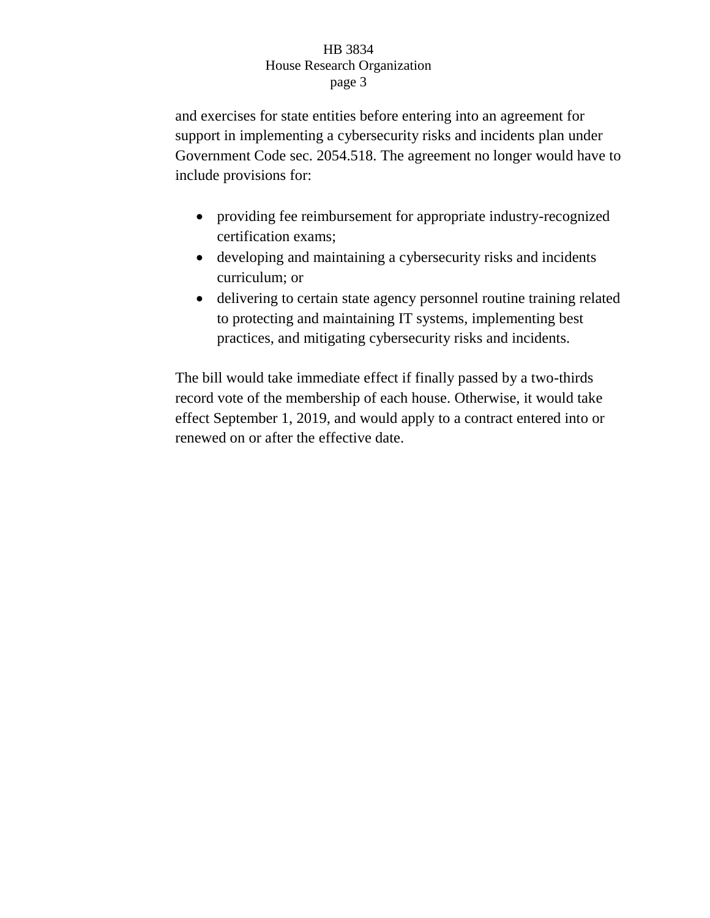and exercises for state entities before entering into an agreement for support in implementing a cybersecurity risks and incidents plan under Government Code sec. 2054.518. The agreement no longer would have to include provisions for:

- providing fee reimbursement for appropriate industry-recognized certification exams;
- developing and maintaining a cybersecurity risks and incidents curriculum; or
- delivering to certain state agency personnel routine training related to protecting and maintaining IT systems, implementing best practices, and mitigating cybersecurity risks and incidents.

The bill would take immediate effect if finally passed by a two-thirds record vote of the membership of each house. Otherwise, it would take effect September 1, 2019, and would apply to a contract entered into or renewed on or after the effective date.